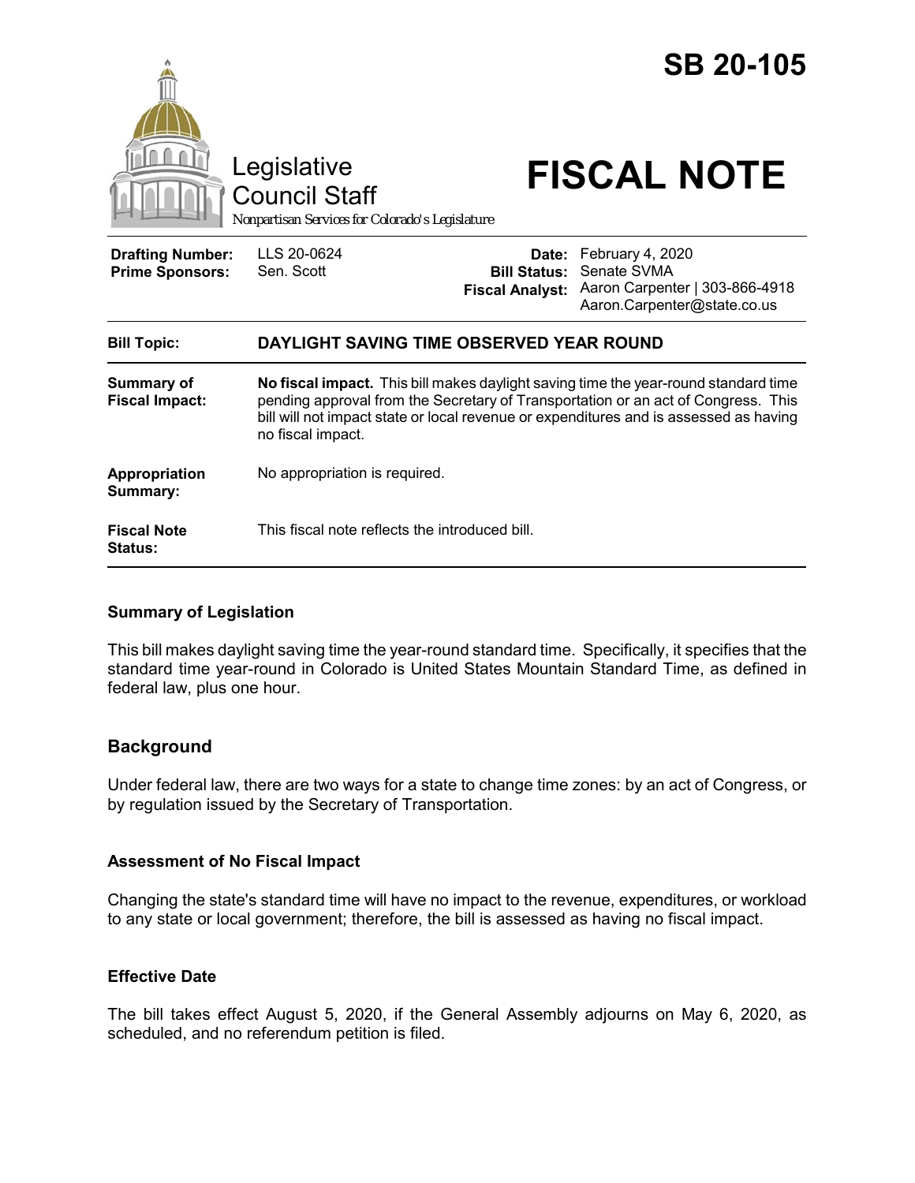# SB 20-105

Legislative Council Staff

*Nonpartisan Services for Colorado's Legislature*

# FISCAL NOTE

| | | | |
|---|---|---|---|
| **Drafting Number:** | LLS 20-0624 | **Date:** | February 4, 2020 |
| **Prime Sponsors:** | Sen. Scott | **Bill Status:** | Senate SVMA |
| | | **Fiscal Analyst:** | Aaron Carpenter \| 303-866-4918<br>Aaron.Carpenter@state.co.us |

| | |
|---|---|
| **Bill Topic:** | **DAYLIGHT SAVING TIME OBSERVED YEAR ROUND** |
| **Summary of Fiscal Impact:** | **No fiscal impact.** This bill makes daylight saving time the year-round standard time pending approval from the Secretary of Transportation or an act of Congress. This bill will not impact state or local revenue or expenditures and is assessed as having no fiscal impact. |
| **Appropriation Summary:** | No appropriation is required. |
| **Fiscal Note Status:** | This fiscal note reflects the introduced bill. |

### Summary of Legislation

This bill makes daylight saving time the year-round standard time. Specifically, it specifies that the standard time year-round in Colorado is United States Mountain Standard Time, as defined in federal law, plus one hour.

## Background

Under federal law, there are two ways for a state to change time zones: by an act of Congress, or by regulation issued by the Secretary of Transportation.

### Assessment of No Fiscal Impact

Changing the state's standard time will have no impact to the revenue, expenditures, or workload to any state or local government; therefore, the bill is assessed as having no fiscal impact.

### Effective Date

The bill takes effect August 5, 2020, if the General Assembly adjourns on May 6, 2020, as scheduled, and no referendum petition is filed.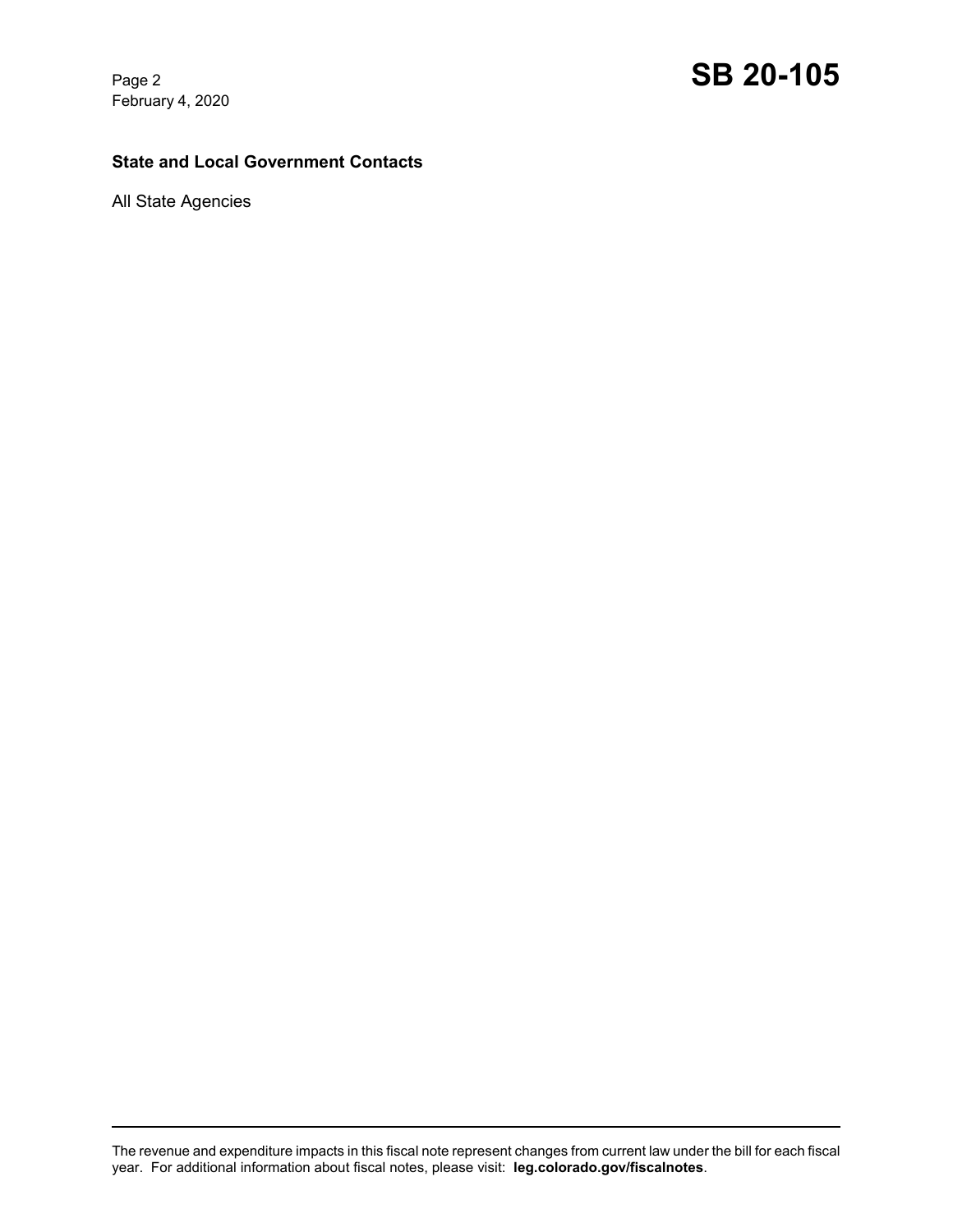### State and Local Government Contacts

All State Agencies

The revenue and expenditure impacts in this fiscal note represent changes from current law under the bill for each fiscal year. For additional information about fiscal notes, please visit: **leg.colorado.gov/fiscalnotes**.